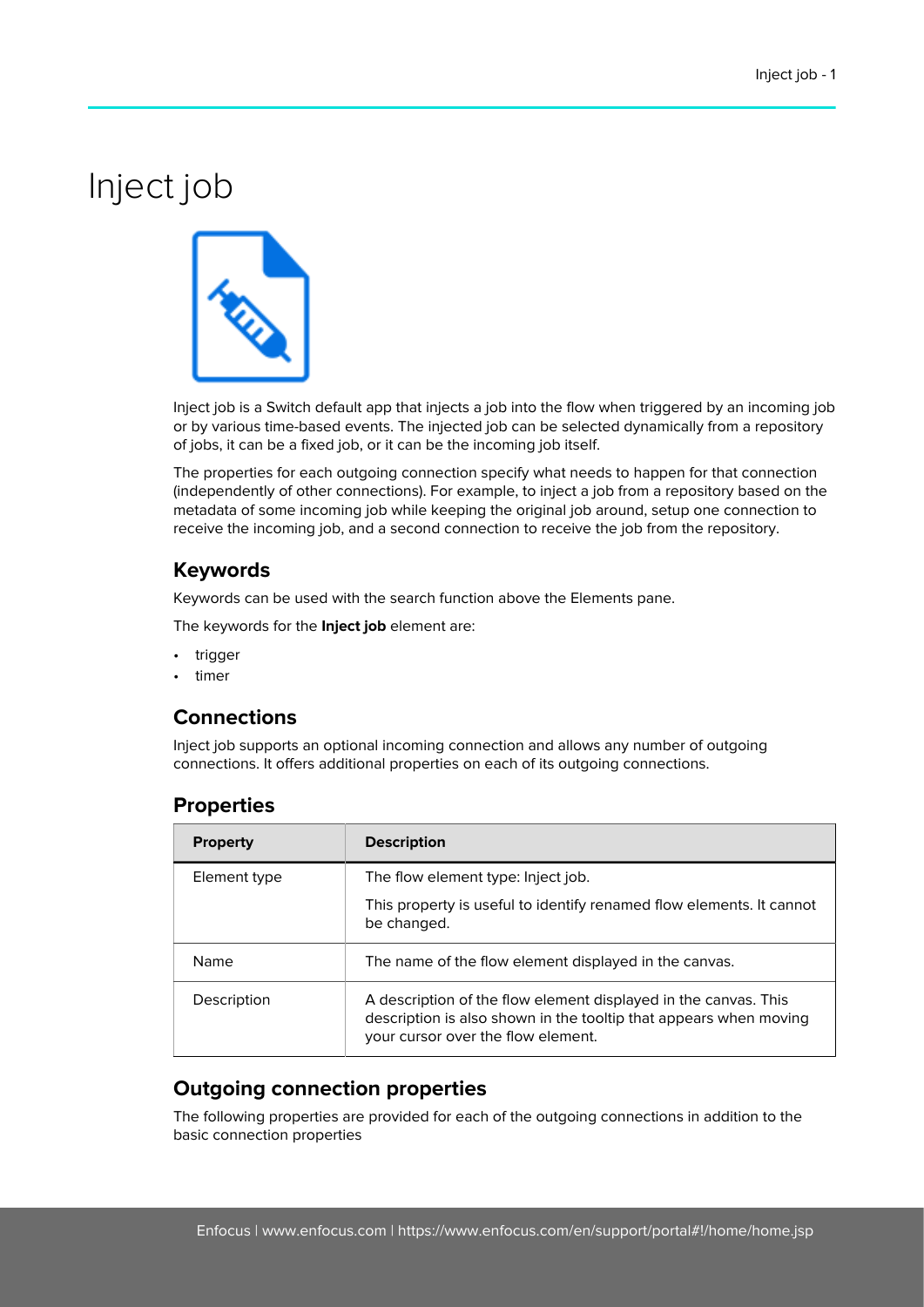# Inject job

Inject job is a Switch default app that injects a job into the flow when triggered by an incoming job or by various time-based events. The injected job can be selected dynamically from a repository of jobs, it can be a fixed job, or it can be the incoming job itself.

The properties for each outgoing connection specify what needs to happen for that connection (independently of other connections). For example, to inject a job from a repository based on the metadata of some incoming job while keeping the original job around, setup one connection to receive the incoming job, and a second connection to receive the job from the repository.

## Keywords

Keywords can be used with the search function above the Elements pane.

The keywords for the **Inject job** element are:

- trigger
- timer

## Connections

Inject job supports an optional incoming connection and allows any number of outgoing connections. It offers additional properties on each of its outgoing connections.

## Properties

| Property | Description |
| --- | --- |
| Element type | The flow element type: Inject job.<br><br>This property is useful to identify renamed flow elements. It cannot be changed. |
| Name | The name of the flow element displayed in the canvas. |
| Description | A description of the flow element displayed in the canvas. This description is also shown in the tooltip that appears when moving your cursor over the flow element. |

## Outgoing connection properties

The following properties are provided for each of the outgoing connections in addition to the basic connection properties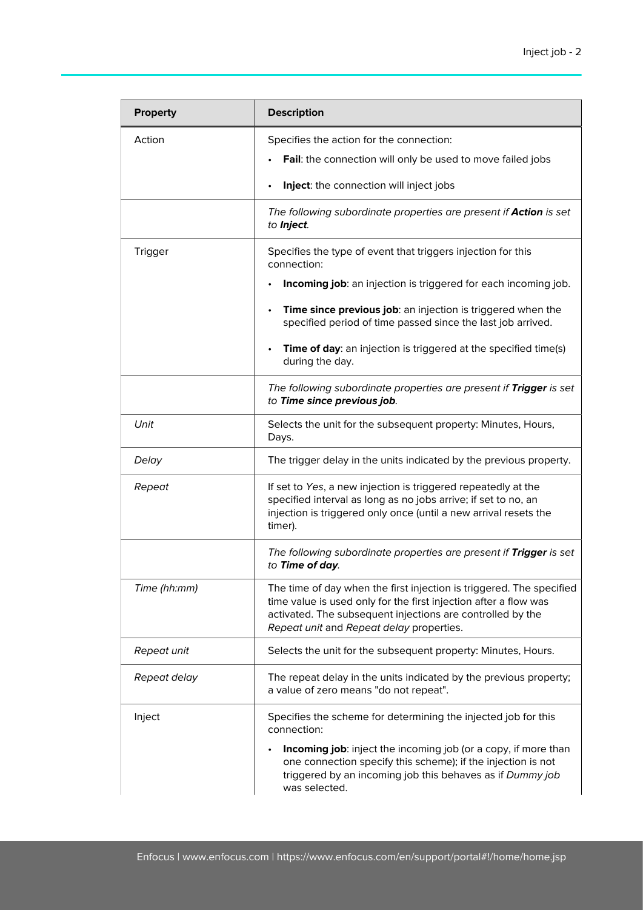| Property | Description |
| --- | --- |
| Action | Specifies the action for the connection:<br>• **Fail**: the connection will only be used to move failed jobs<br>• **Inject**: the connection will inject jobs |
| | *The following subordinate properties are present if **Action** is set to **Inject**.* |
| Trigger | Specifies the type of event that triggers injection for this connection:<br>• **Incoming job**: an injection is triggered for each incoming job.<br>• **Time since previous job**: an injection is triggered when the specified period of time passed since the last job arrived.<br>• **Time of day**: an injection is triggered at the specified time(s) during the day. |
| | *The following subordinate properties are present if **Trigger** is set to **Time since previous job**.* |
| *Unit* | Selects the unit for the subsequent property: Minutes, Hours, Days. |
| *Delay* | The trigger delay in the units indicated by the previous property. |
| *Repeat* | If set to *Yes*, a new injection is triggered repeatedly at the specified interval as long as no jobs arrive; if set to no, an injection is triggered only once (until a new arrival resets the timer). |
| | *The following subordinate properties are present if **Trigger** is set to **Time of day**.* |
| *Time (hh:mm)* | The time of day when the first injection is triggered. The specified time value is used only for the first injection after a flow was activated. The subsequent injections are controlled by the *Repeat unit* and *Repeat delay* properties. |
| *Repeat unit* | Selects the unit for the subsequent property: Minutes, Hours. |
| *Repeat delay* | The repeat delay in the units indicated by the previous property; a value of zero means "do not repeat". |
| Inject | Specifies the scheme for determining the injected job for this connection:<br>• **Incoming job**: inject the incoming job (or a copy, if more than one connection specify this scheme); if the injection is not triggered by an incoming job this behaves as if *Dummy job* was selected. |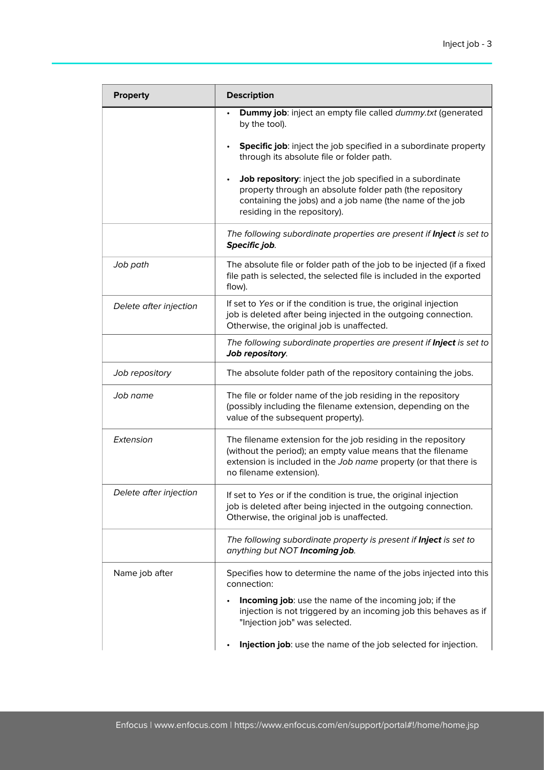| Property | Description |
| --- | --- |
| | • **Dummy job**: inject an empty file called *dummy.txt* (generated by the tool).<br>• **Specific job**: inject the job specified in a subordinate property through its absolute file or folder path.<br>• **Job repository**: inject the job specified in a subordinate property through an absolute folder path (the repository containing the jobs) and a job name (the name of the job residing in the repository). |
| | *The following subordinate properties are present if **Inject** is set to **Specific job**.* |
| *Job path* | The absolute file or folder path of the job to be injected (if a fixed file path is selected, the selected file is included in the exported flow). |
| *Delete after injection* | If set to *Yes* or if the condition is true, the original injection job is deleted after being injected in the outgoing connection. Otherwise, the original job is unaffected. |
| | *The following subordinate properties are present if **Inject** is set to **Job repository**.* |
| *Job repository* | The absolute folder path of the repository containing the jobs. |
| *Job name* | The file or folder name of the job residing in the repository (possibly including the filename extension, depending on the value of the subsequent property). |
| *Extension* | The filename extension for the job residing in the repository (without the period); an empty value means that the filename extension is included in the *Job name* property (or that there is no filename extension). |
| *Delete after injection* | If set to *Yes* or if the condition is true, the original injection job is deleted after being injected in the outgoing connection. Otherwise, the original job is unaffected. |
| | *The following subordinate property is present if **Inject** is set to anything but NOT **Incoming job**.* |
| Name job after | Specifies how to determine the name of the jobs injected into this connection:<br>• **Incoming job**: use the name of the incoming job; if the injection is not triggered by an incoming job this behaves as if "Injection job" was selected.<br>• **Injection job**: use the name of the job selected for injection. |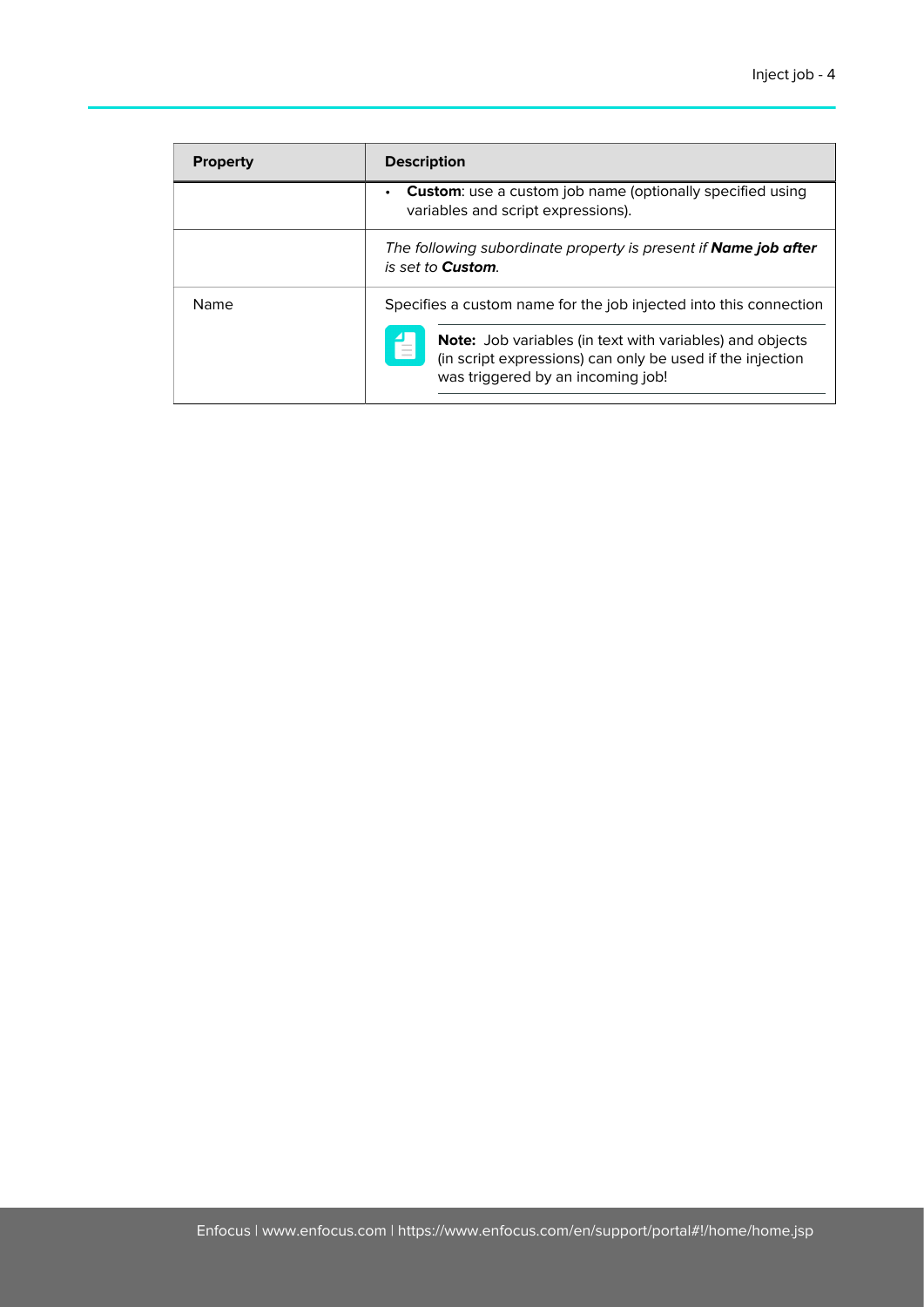| Property | Description |
| --- | --- |
| | • **Custom**: use a custom job name (optionally specified using variables and script expressions). |
| | *The following subordinate property is present if **Name job after** is set to **Custom**.* |
| Name | Specifies a custom name for the job injected into this connection<br><br>**Note:** Job variables (in text with variables) and objects (in script expressions) can only be used if the injection was triggered by an incoming job! |